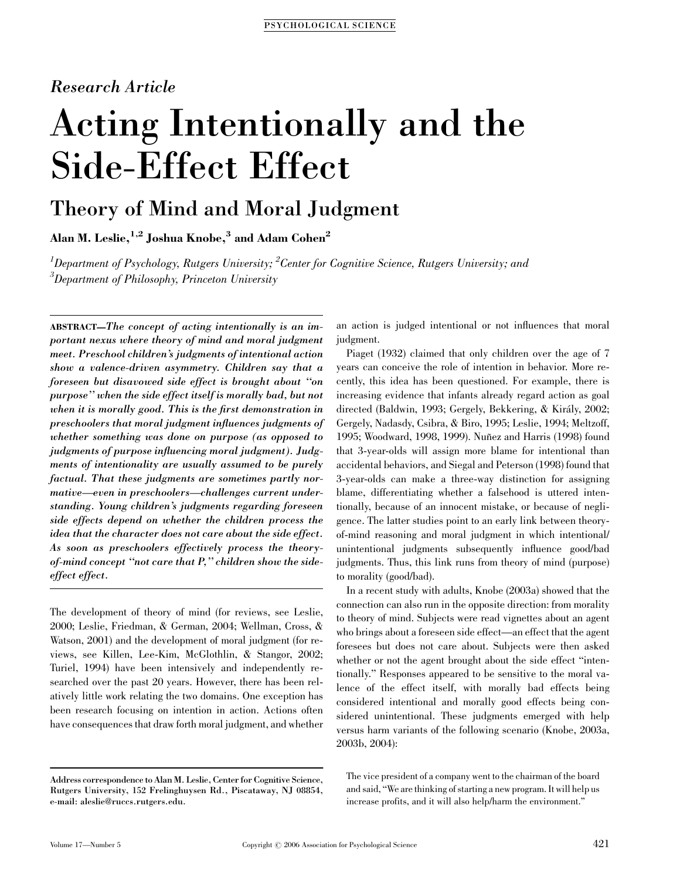*Research Article*

# Acting Intentionally and the Side-Effect Effect

## Theory of Mind and Moral Judgment

**Alan M. Leslie,[1,2] Joshua Knobe,[3] and Adam Cohen[2]**

*[1]Department of Psychology, Rutgers University; [2]Center for Cognitive Science, Rutgers University; and [3]Department of Philosophy, Princeton University*

**ABSTRACT**—***The concept of acting intentionally is an important nexus where theory of mind and moral judgment meet. Preschool children's judgments of intentional action show a valence-driven asymmetry. Children say that a foreseen but disavowed side effect is brought about "on purpose" when the side effect itself is morally bad, but not when it is morally good. This is the first demonstration in preschoolers that moral judgment influences judgments of whether something was done on purpose (as opposed to judgments of purpose influencing moral judgment). Judgments of intentionality are usually assumed to be purely factual. That these judgments are sometimes partly normative—even in preschoolers—challenges current understanding. Young children's judgments regarding foreseen side effects depend on whether the children process the idea that the character does not care about the side effect. As soon as preschoolers effectively process the theory-of-mind concept "not care that P," children show the side-effect effect.***

The development of theory of mind (for reviews, see Leslie, 2000; Leslie, Friedman, & German, 2004; Wellman, Cross, & Watson, 2001) and the development of moral judgment (for reviews, see Killen, Lee-Kim, McGlothlin, & Stangor, 2002; Turiel, 1994) have been intensively and independently researched over the past 20 years. However, there has been relatively little work relating the two domains. One exception has been research focusing on intention in action. Actions often have consequences that draw forth moral judgment, and whether an action is judged intentional or not influences that moral judgment.

Piaget (1932) claimed that only children over the age of 7 years can conceive the role of intention in behavior. More recently, this idea has been questioned. For example, there is increasing evidence that infants already regard action as goal directed (Baldwin, 1993; Gergely, Bekkering, & Király, 2002; Gergely, Nadasdy, Csibra, & Biro, 1995; Leslie, 1994; Meltzoff, 1995; Woodward, 1998, 1999). Nuñez and Harris (1998) found that 3-year-olds will assign more blame for intentional than accidental behaviors, and Siegal and Peterson (1998) found that 3-year-olds can make a three-way distinction for assigning blame, differentiating whether a falsehood is uttered intentionally, because of an innocent mistake, or because of negligence. The latter studies point to an early link between theory-of-mind reasoning and moral judgment in which intentional/unintentional judgments subsequently influence good/bad judgments. Thus, this link runs from theory of mind (purpose) to morality (good/bad).

In a recent study with adults, Knobe (2003a) showed that the connection can also run in the opposite direction: from morality to theory of mind. Subjects were read vignettes about an agent who brings about a foreseen side effect—an effect that the agent foresees but does not care about. Subjects were then asked whether or not the agent brought about the side effect "intentionally." Responses appeared to be sensitive to the moral valence of the effect itself, with morally bad effects being considered intentional and morally good effects being considered unintentional. These judgments emerged with help versus harm variants of the following scenario (Knobe, 2003a, 2003b, 2004):

> The vice president of a company went to the chairman of the board and said, "We are thinking of starting a new program. It will help us increase profits, and it will also help/harm the environment."

**Address correspondence to Alan M. Leslie, Center for Cognitive Science, Rutgers University, 152 Frelinghuysen Rd., Piscataway, NJ 08854, e-mail: aleslie@ruccs.rutgers.edu.**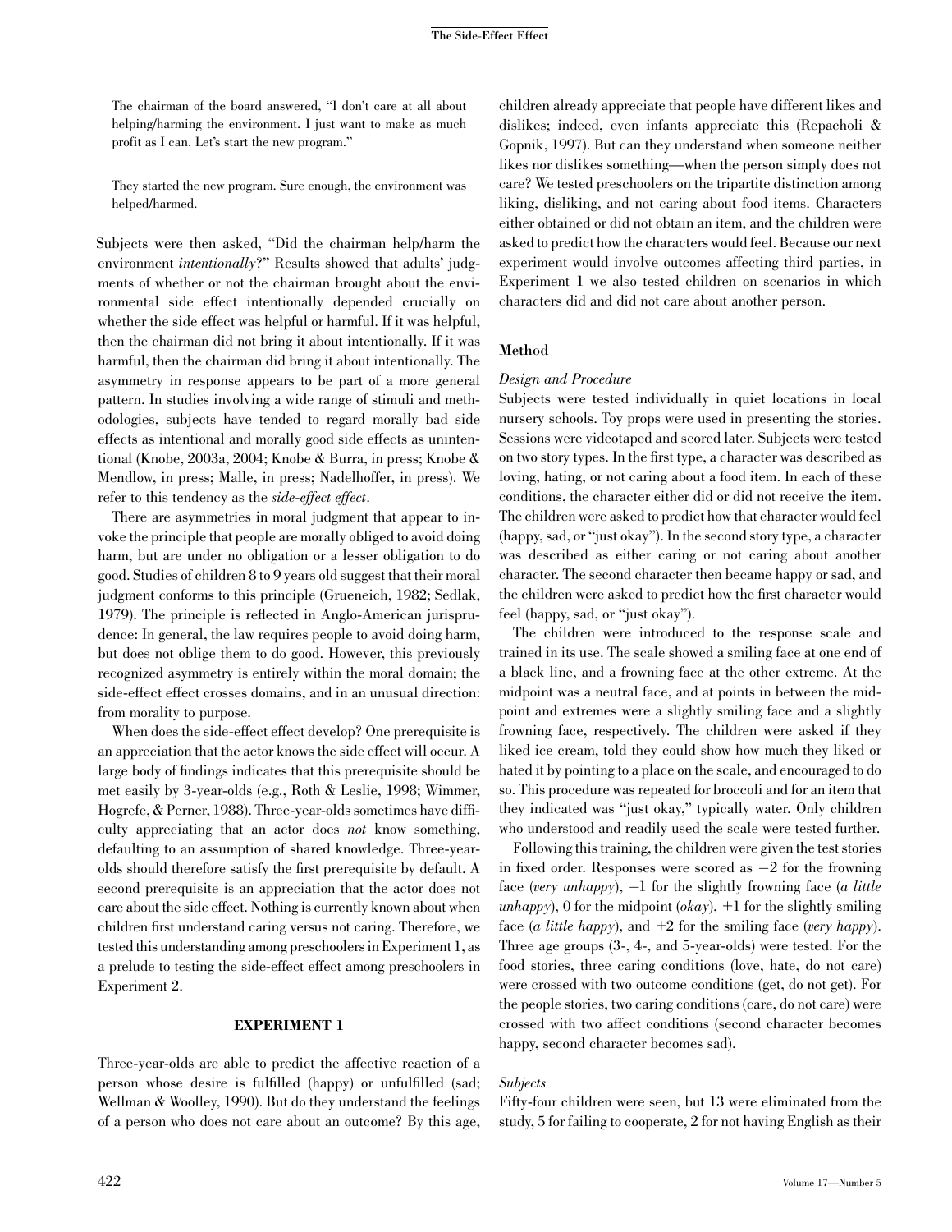> The chairman of the board answered, "I don't care at all about helping/harming the environment. I just want to make as much profit as I can. Let's start the new program."
>
> They started the new program. Sure enough, the environment was helped/harmed.

Subjects were then asked, "Did the chairman help/harm the environment *intentionally*?" Results showed that adults' judgments of whether or not the chairman brought about the environmental side effect intentionally depended crucially on whether the side effect was helpful or harmful. If it was helpful, then the chairman did not bring it about intentionally. If it was harmful, then the chairman did bring it about intentionally. The asymmetry in response appears to be part of a more general pattern. In studies involving a wide range of stimuli and methodologies, subjects have tended to regard morally bad side effects as intentional and morally good side effects as unintentional (Knobe, 2003a, 2004; Knobe & Burra, in press; Knobe & Mendlow, in press; Malle, in press; Nadelhoffer, in press). We refer to this tendency as the *side-effect effect*.

There are asymmetries in moral judgment that appear to invoke the principle that people are morally obliged to avoid doing harm, but are under no obligation or a lesser obligation to do good. Studies of children 8 to 9 years old suggest that their moral judgment conforms to this principle (Grueneich, 1982; Sedlak, 1979). The principle is reflected in Anglo-American jurisprudence: In general, the law requires people to avoid doing harm, but does not oblige them to do good. However, this previously recognized asymmetry is entirely within the moral domain; the side-effect effect crosses domains, and in an unusual direction: from morality to purpose.

When does the side-effect effect develop? One prerequisite is an appreciation that the actor knows the side effect will occur. A large body of findings indicates that this prerequisite should be met easily by 3-year-olds (e.g., Roth & Leslie, 1998; Wimmer, Hogrefe, & Perner, 1988). Three-year-olds sometimes have difficulty appreciating that an actor does *not* know something, defaulting to an assumption of shared knowledge. Three-year-olds should therefore satisfy the first prerequisite by default. A second prerequisite is an appreciation that the actor does not care about the side effect. Nothing is currently known about when children first understand caring versus not caring. Therefore, we tested this understanding among preschoolers in Experiment 1, as a prelude to testing the side-effect effect among preschoolers in Experiment 2.

## EXPERIMENT 1

Three-year-olds are able to predict the affective reaction of a person whose desire is fulfilled (happy) or unfulfilled (sad; Wellman & Woolley, 1990). But do they understand the feelings of a person who does not care about an outcome? By this age, children already appreciate that people have different likes and dislikes; indeed, even infants appreciate this (Repacholi & Gopnik, 1997). But can they understand when someone neither likes nor dislikes something—when the person simply does not care? We tested preschoolers on the tripartite distinction among liking, disliking, and not caring about food items. Characters either obtained or did not obtain an item, and the children were asked to predict how the characters would feel. Because our next experiment would involve outcomes affecting third parties, in Experiment 1 we also tested children on scenarios in which characters did and did not care about another person.

### Method

#### *Design and Procedure*

Subjects were tested individually in quiet locations in local nursery schools. Toy props were used in presenting the stories. Sessions were videotaped and scored later. Subjects were tested on two story types. In the first type, a character was described as loving, hating, or not caring about a food item. In each of these conditions, the character either did or did not receive the item. The children were asked to predict how that character would feel (happy, sad, or "just okay"). In the second story type, a character was described as either caring or not caring about another character. The second character then became happy or sad, and the children were asked to predict how the first character would feel (happy, sad, or "just okay").

The children were introduced to the response scale and trained in its use. The scale showed a smiling face at one end of a black line, and a frowning face at the other extreme. At the midpoint was a neutral face, and at points in between the midpoint and extremes were a slightly smiling face and a slightly frowning face, respectively. The children were asked if they liked ice cream, told they could show how much they liked or hated it by pointing to a place on the scale, and encouraged to do so. This procedure was repeated for broccoli and for an item that they indicated was "just okay," typically water. Only children who understood and readily used the scale were tested further.

Following this training, the children were given the test stories in fixed order. Responses were scored as −2 for the frowning face (*very unhappy*), −1 for the slightly frowning face (*a little unhappy*), 0 for the midpoint (*okay*), +1 for the slightly smiling face (*a little happy*), and +2 for the smiling face (*very happy*). Three age groups (3-, 4-, and 5-year-olds) were tested. For the food stories, three caring conditions (love, hate, do not care) were crossed with two outcome conditions (get, do not get). For the people stories, two caring conditions (care, do not care) were crossed with two affect conditions (second character becomes happy, second character becomes sad).

#### *Subjects*

Fifty-four children were seen, but 13 were eliminated from the study, 5 for failing to cooperate, 2 for not having English as their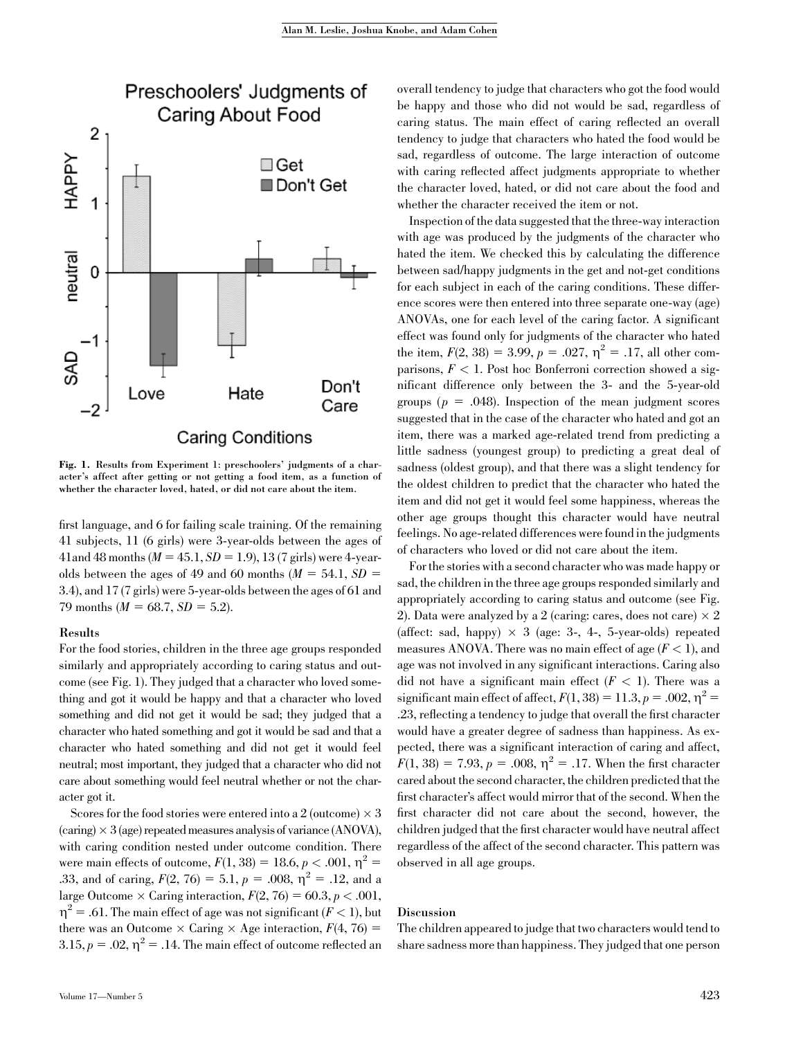Fig. 1. Results from Experiment 1: preschoolers' judgments of a character's affect after getting or not getting a food item, as a function of whether the character loved, hated, or did not care about the item.

first language, and 6 for failing scale training. Of the remaining 41 subjects, 11 (6 girls) were 3-year-olds between the ages of 41and 48 months ($M = 45.1$, $SD = 1.9$), 13 (7 girls) were 4-year-olds between the ages of 49 and 60 months ($M = 54.1$, $SD = 3.4$), and 17 (7 girls) were 5-year-olds between the ages of 61 and 79 months ($M = 68.7$, $SD = 5.2$).

### Results

For the food stories, children in the three age groups responded similarly and appropriately according to caring status and outcome (see Fig. 1). They judged that a character who loved something and got it would be happy and that a character who loved something and did not get it would be sad; they judged that a character who hated something and got it would be sad and that a character who hated something and did not get it would feel neutral; most important, they judged that a character who did not care about something would feel neutral whether or not the character got it.

Scores for the food stories were entered into a 2 (outcome) × 3 (caring) × 3 (age) repeated measures analysis of variance (ANOVA), with caring condition nested under outcome condition. There were main effects of outcome, $F(1, 38) = 18.6$, $p < .001$, $\eta^2 = .33$, and of caring, $F(2, 76) = 5.1$, $p = .008$, $\eta^2 = .12$, and a large Outcome × Caring interaction, $F(2, 76) = 60.3$, $p < .001$, $\eta^2 = .61$. The main effect of age was not significant ($F < 1$), but there was an Outcome × Caring × Age interaction, $F(4, 76) = 3.15$, $p = .02$, $\eta^2 = .14$. The main effect of outcome reflected an overall tendency to judge that characters who got the food would be happy and those who did not would be sad, regardless of caring status. The main effect of caring reflected an overall tendency to judge that characters who hated the food would be sad, regardless of outcome. The large interaction of outcome with caring reflected affect judgments appropriate to whether the character loved, hated, or did not care about the food and whether the character received the item or not.

Inspection of the data suggested that the three-way interaction with age was produced by the judgments of the character who hated the item. We checked this by calculating the difference between sad/happy judgments in the get and not-get conditions for each subject in each of the caring conditions. These difference scores were then entered into three separate one-way (age) ANOVAs, one for each level of the caring factor. A significant effect was found only for judgments of the character who hated the item, $F(2, 38) = 3.99$, $p = .027$, $\eta^2 = .17$, all other comparisons, $F < 1$. Post hoc Bonferroni correction showed a significant difference only between the 3- and the 5-year-old groups ($p = .048$). Inspection of the mean judgment scores suggested that in the case of the character who hated and got an item, there was a marked age-related trend from predicting a little sadness (youngest group) to predicting a great deal of sadness (oldest group), and that there was a slight tendency for the oldest children to predict that the character who hated the item and did not get it would feel some happiness, whereas the other age groups thought this character would have neutral feelings. No age-related differences were found in the judgments of characters who loved or did not care about the item.

For the stories with a second character who was made happy or sad, the children in the three age groups responded similarly and appropriately according to caring status and outcome (see Fig. 2). Data were analyzed by a 2 (caring: cares, does not care) × 2 (affect: sad, happy) × 3 (age: 3-, 4-, 5-year-olds) repeated measures ANOVA. There was no main effect of age ($F < 1$), and age was not involved in any significant interactions. Caring also did not have a significant main effect ($F < 1$). There was a significant main effect of affect, $F(1, 38) = 11.3$, $p = .002$, $\eta^2 = .23$, reflecting a tendency to judge that overall the first character would have a greater degree of sadness than happiness. As expected, there was a significant interaction of caring and affect, $F(1, 38) = 7.93$, $p = .008$, $\eta^2 = .17$. When the first character cared about the second character, the children predicted that the first character's affect would mirror that of the second. When the first character did not care about the second, however, the children judged that the first character would have neutral affect regardless of the affect of the second character. This pattern was observed in all age groups.

### Discussion

The children appeared to judge that two characters would tend to share sadness more than happiness. They judged that one person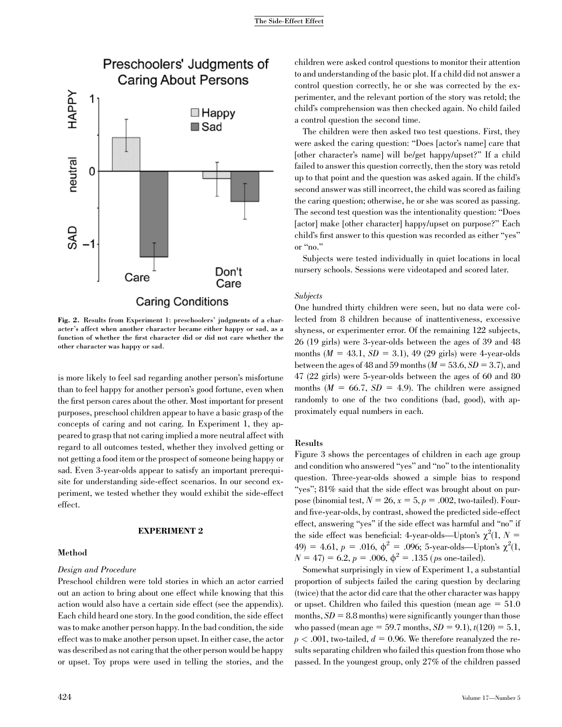Preschoolers' Judgments of Caring About Persons

HAPPY
1
neutral
0
SAD
−1

Happy
Sad

Care
Don't Care

Caring Conditions

**Fig. 2.** Results from Experiment 1: preschoolers' judgments of a character's affect when another character became either happy or sad, as a function of whether the first character did or did not care whether the other character was happy or sad.

is more likely to feel sad regarding another person's misfortune than to feel happy for another person's good fortune, even when the first person cares about the other. Most important for present purposes, preschool children appear to have a basic grasp of the concepts of caring and not caring. In Experiment 1, they appeared to grasp that not caring implied a more neutral affect with regard to all outcomes tested, whether they involved getting or not getting a food item or the prospect of someone being happy or sad. Even 3-year-olds appear to satisfy an important prerequisite for understanding side-effect scenarios. In our second experiment, we tested whether they would exhibit the side-effect effect.

## EXPERIMENT 2

### Method

*Design and Procedure*

Preschool children were told stories in which an actor carried out an action to bring about one effect while knowing that this action would also have a certain side effect (see the appendix). Each child heard one story. In the good condition, the side effect was to make another person happy. In the bad condition, the side effect was to make another person upset. In either case, the actor was described as not caring that the other person would be happy or upset. Toy props were used in telling the stories, and the children were asked control questions to monitor their attention to and understanding of the basic plot. If a child did not answer a control question correctly, he or she was corrected by the experimenter, and the relevant portion of the story was retold; the child's comprehension was then checked again. No child failed a control question the second time.

The children were then asked two test questions. First, they were asked the caring question: "Does [actor's name] care that [other character's name] will be/get happy/upset?" If a child failed to answer this question correctly, then the story was retold up to that point and the question was asked again. If the child's second answer was still incorrect, the child was scored as failing the caring question; otherwise, he or she was scored as passing. The second test question was the intentionality question: "Does [actor] make [other character] happy/upset on purpose?" Each child's first answer to this question was recorded as either "yes" or "no."

Subjects were tested individually in quiet locations in local nursery schools. Sessions were videotaped and scored later.

*Subjects*

One hundred thirty children were seen, but no data were collected from 8 children because of inattentiveness, excessive shyness, or experimenter error. Of the remaining 122 subjects, 26 (19 girls) were 3-year-olds between the ages of 39 and 48 months ($M$ = 43.1, $SD$ = 3.1), 49 (29 girls) were 4-year-olds between the ages of 48 and 59 months ($M$ = 53.6, $SD$ = 3.7), and 47 (22 girls) were 5-year-olds between the ages of 60 and 80 months ($M$ = 66.7, $SD$ = 4.9). The children were assigned randomly to one of the two conditions (bad, good), with approximately equal numbers in each.

### Results

Figure 3 shows the percentages of children in each age group and condition who answered "yes" and "no" to the intentionality question. Three-year-olds showed a simple bias to respond "yes"; 81% said that the side effect was brought about on purpose (binomial test, $N$ = 26, $x$ = 5, $p$ = .002, two-tailed). Four- and five-year-olds, by contrast, showed the predicted side-effect effect, answering "yes" if the side effect was harmful and "no" if the side effect was beneficial: 4-year-olds—Upton's $\chi^2(1, N = 49) = 4.61$, $p$ = .016, $\phi^2$ = .096; 5-year-olds—Upton's $\chi^2(1, N = 47) = 6.2$, $p$ = .006, $\phi^2$ = .135 ($p$s one-tailed).

Somewhat surprisingly in view of Experiment 1, a substantial proportion of subjects failed the caring question by declaring (twice) that the actor did care that the other character was happy or upset. Children who failed this question (mean age = 51.0 months, $SD$ = 8.8 months) were significantly younger than those who passed (mean age = 59.7 months, $SD$ = 9.1), $t(120) = 5.1$, $p < .001$, two-tailed, $d$ = 0.96. We therefore reanalyzed the results separating children who failed this question from those who passed. In the youngest group, only 27% of the children passed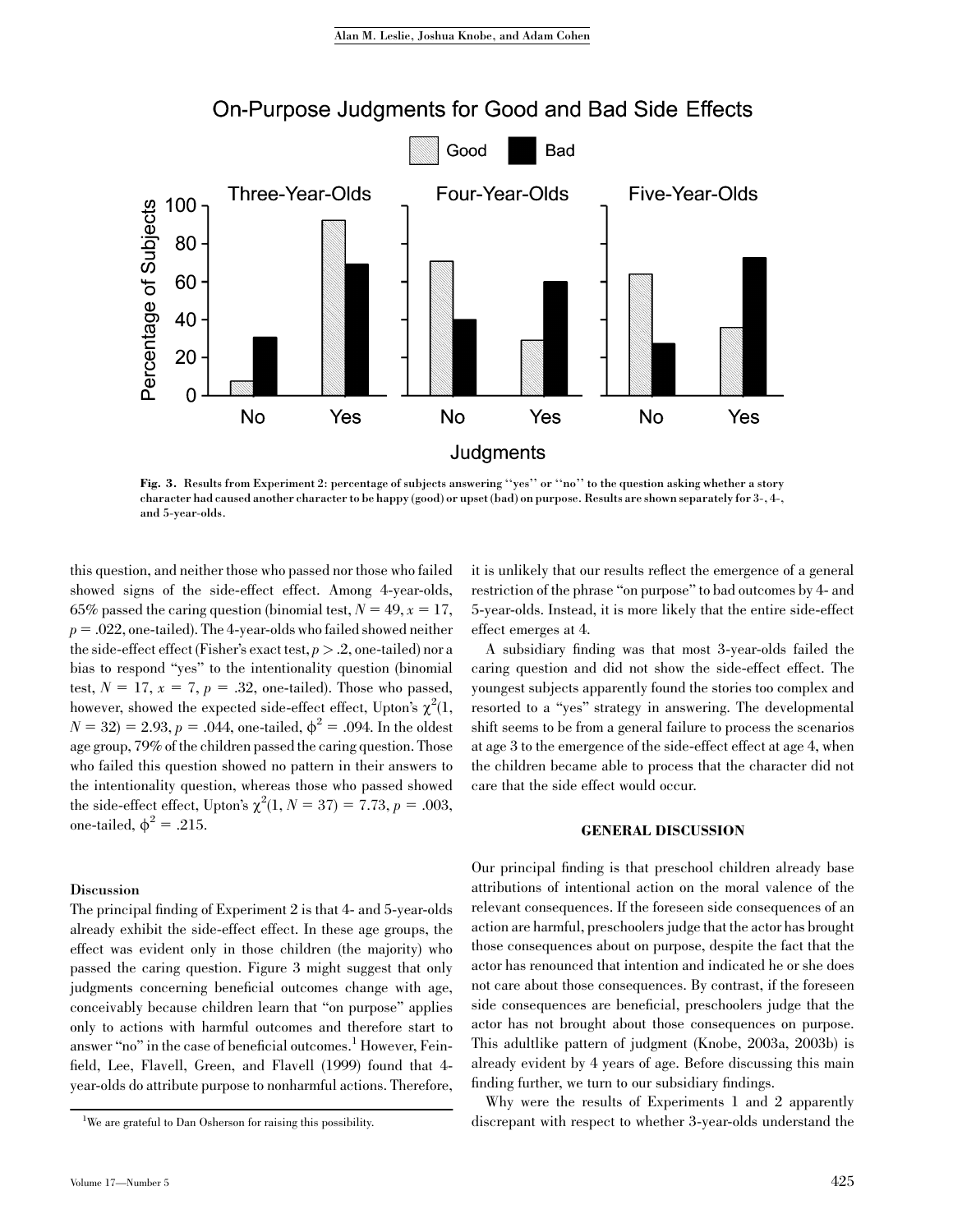Fig. 3. Results from Experiment 2: percentage of subjects answering "yes" or "no" to the question asking whether a story character had caused another character to be happy (good) or upset (bad) on purpose. Results are shown separately for 3-, 4-, and 5-year-olds.

this question, and neither those who passed nor those who failed showed signs of the side-effect effect. Among 4-year-olds, 65% passed the caring question (binomial test, $N = 49$, $x = 17$, $p = .022$, one-tailed). The 4-year-olds who failed showed neither the side-effect effect (Fisher's exact test, $p > .2$, one-tailed) nor a bias to respond "yes" to the intentionality question (binomial test, $N = 17$, $x = 7$, $p = .32$, one-tailed). Those who passed, however, showed the expected side-effect effect, Upton's $\chi^2(1, N = 32) = 2.93$, $p = .044$, one-tailed, $\phi^2 = .094$. In the oldest age group, 79% of the children passed the caring question. Those who failed this question showed no pattern in their answers to the intentionality question, whereas those who passed showed the side-effect effect, Upton's $\chi^2(1, N = 37) = 7.73$, $p = .003$, one-tailed, $\phi^2 = .215$.

### Discussion

The principal finding of Experiment 2 is that 4- and 5-year-olds already exhibit the side-effect effect. In these age groups, the effect was evident only in those children (the majority) who passed the caring question. Figure 3 might suggest that only judgments concerning beneficial outcomes change with age, conceivably because children learn that "on purpose" applies only to actions with harmful outcomes and therefore start to answer "no" in the case of beneficial outcomes.[1] However, Feinfield, Lee, Flavell, Green, and Flavell (1999) found that 4-year-olds do attribute purpose to nonharmful actions. Therefore, it is unlikely that our results reflect the emergence of a general restriction of the phrase "on purpose" to bad outcomes by 4- and 5-year-olds. Instead, it is more likely that the entire side-effect effect emerges at 4.

A subsidiary finding was that most 3-year-olds failed the caring question and did not show the side-effect effect. The youngest subjects apparently found the stories too complex and resorted to a "yes" strategy in answering. The developmental shift seems to be from a general failure to process the scenarios at age 3 to the emergence of the side-effect effect at age 4, when the children became able to process that the character did not care that the side effect would occur.

## GENERAL DISCUSSION

Our principal finding is that preschool children already base attributions of intentional action on the moral valence of the relevant consequences. If the foreseen side consequences of an action are harmful, preschoolers judge that the actor has brought those consequences about on purpose, despite the fact that the actor has renounced that intention and indicated he or she does not care about those consequences. By contrast, if the foreseen side consequences are beneficial, preschoolers judge that the actor has not brought about those consequences on purpose. This adultlike pattern of judgment (Knobe, 2003a, 2003b) is already evident by 4 years of age. Before discussing this main finding further, we turn to our subsidiary findings.

Why were the results of Experiments 1 and 2 apparently discrepant with respect to whether 3-year-olds understand the

[1] We are grateful to Dan Osherson for raising this possibility.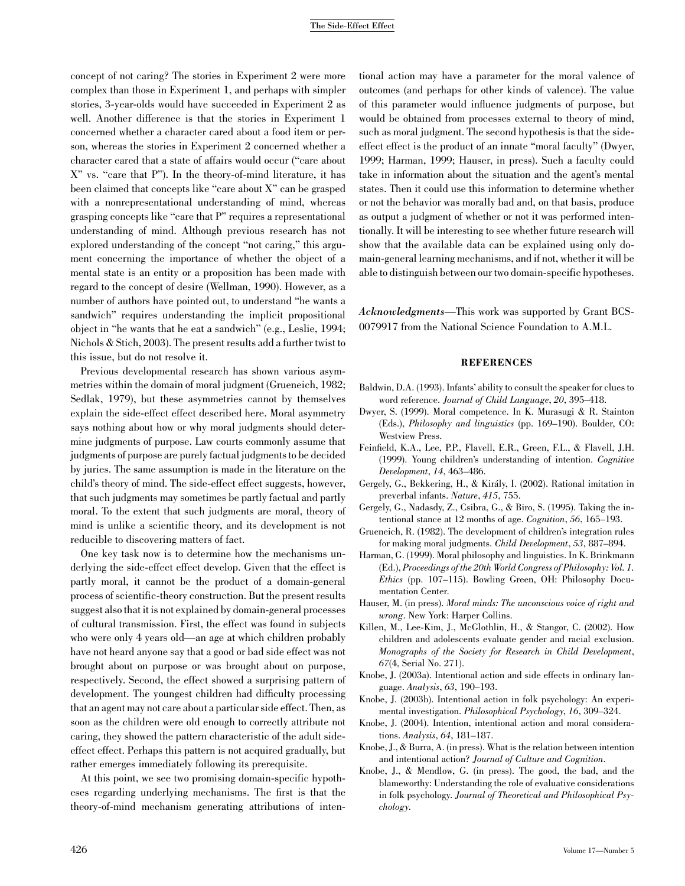concept of not caring? The stories in Experiment 2 were more complex than those in Experiment 1, and perhaps with simpler stories, 3-year-olds would have succeeded in Experiment 2 as well. Another difference is that the stories in Experiment 1 concerned whether a character cared about a food item or person, whereas the stories in Experiment 2 concerned whether a character cared that a state of affairs would occur ("care about X" vs. "care that P"). In the theory-of-mind literature, it has been claimed that concepts like "care about X" can be grasped with a nonrepresentational understanding of mind, whereas grasping concepts like "care that P" requires a representational understanding of mind. Although previous research has not explored understanding of the concept "not caring," this argument concerning the importance of whether the object of a mental state is an entity or a proposition has been made with regard to the concept of desire (Wellman, 1990). However, as a number of authors have pointed out, to understand "he wants a sandwich" requires understanding the implicit propositional object in "he wants that he eat a sandwich" (e.g., Leslie, 1994; Nichols & Stich, 2003). The present results add a further twist to this issue, but do not resolve it.

Previous developmental research has shown various asymmetries within the domain of moral judgment (Grueneich, 1982; Sedlak, 1979), but these asymmetries cannot by themselves explain the side-effect effect described here. Moral asymmetry says nothing about how or why moral judgments should determine judgments of purpose. Law courts commonly assume that judgments of purpose are purely factual judgments to be decided by juries. The same assumption is made in the literature on the child's theory of mind. The side-effect effect suggests, however, that such judgments may sometimes be partly factual and partly moral. To the extent that such judgments are moral, theory of mind is unlike a scientific theory, and its development is not reducible to discovering matters of fact.

One key task now is to determine how the mechanisms underlying the side-effect effect develop. Given that the effect is partly moral, it cannot be the product of a domain-general process of scientific-theory construction. But the present results suggest also that it is not explained by domain-general processes of cultural transmission. First, the effect was found in subjects who were only 4 years old—an age at which children probably have not heard anyone say that a good or bad side effect was not brought about on purpose or was brought about on purpose, respectively. Second, the effect showed a surprising pattern of development. The youngest children had difficulty processing that an agent may not care about a particular side effect. Then, as soon as the children were old enough to correctly attribute not caring, they showed the pattern characteristic of the adult side-effect effect. Perhaps this pattern is not acquired gradually, but rather emerges immediately following its prerequisite.

At this point, we see two promising domain-specific hypotheses regarding underlying mechanisms. The first is that the theory-of-mind mechanism generating attributions of intentional action may have a parameter for the moral valence of outcomes (and perhaps for other kinds of valence). The value of this parameter would influence judgments of purpose, but would be obtained from processes external to theory of mind, such as moral judgment. The second hypothesis is that the side-effect effect is the product of an innate "moral faculty" (Dwyer, 1999; Harman, 1999; Hauser, in press). Such a faculty could take in information about the situation and the agent's mental states. Then it could use this information to determine whether or not the behavior was morally bad and, on that basis, produce as output a judgment of whether or not it was performed intentionally. It will be interesting to see whether future research will show that the available data can be explained using only domain-general learning mechanisms, and if not, whether it will be able to distinguish between our two domain-specific hypotheses.

***Acknowledgments***—This work was supported by Grant BCS-0079917 from the National Science Foundation to A.M.L.

## REFERENCES

Baldwin, D.A. (1993). Infants' ability to consult the speaker for clues to word reference. *Journal of Child Language*, *20*, 395–418.

Dwyer, S. (1999). Moral competence. In K. Murasugi & R. Stainton (Eds.), *Philosophy and linguistics* (pp. 169–190). Boulder, CO: Westview Press.

Feinfield, K.A., Lee, P.P., Flavell, E.R., Green, F.L., & Flavell, J.H. (1999). Young children's understanding of intention. *Cognitive Development*, *14*, 463–486.

Gergely, G., Bekkering, H., & Király, I. (2002). Rational imitation in preverbal infants. *Nature*, *415*, 755.

Gergely, G., Nadasdy, Z., Csibra, G., & Biro, S. (1995). Taking the intentional stance at 12 months of age. *Cognition*, *56*, 165–193.

Grueneich, R. (1982). The development of children's integration rules for making moral judgments. *Child Development*, *53*, 887–894.

Harman, G. (1999). Moral philosophy and linguistics. In K. Brinkmann (Ed.), *Proceedings of the 20th World Congress of Philosophy: Vol. 1. Ethics* (pp. 107–115). Bowling Green, OH: Philosophy Documentation Center.

Hauser, M. (in press). *Moral minds: The unconscious voice of right and wrong*. New York: Harper Collins.

Killen, M., Lee-Kim, J., McGlothlin, H., & Stangor, C. (2002). How children and adolescents evaluate gender and racial exclusion. *Monographs of the Society for Research in Child Development*, *67*(4, Serial No. 271).

Knobe, J. (2003a). Intentional action and side effects in ordinary language. *Analysis*, *63*, 190–193.

Knobe, J. (2003b). Intentional action in folk psychology: An experimental investigation. *Philosophical Psychology*, *16*, 309–324.

Knobe, J. (2004). Intention, intentional action and moral considerations. *Analysis*, *64*, 181–187.

Knobe, J., & Burra, A. (in press). What is the relation between intention and intentional action? *Journal of Culture and Cognition*.

Knobe, J., & Mendlow, G. (in press). The good, the bad, and the blameworthy: Understanding the role of evaluative considerations in folk psychology. *Journal of Theoretical and Philosophical Psychology*.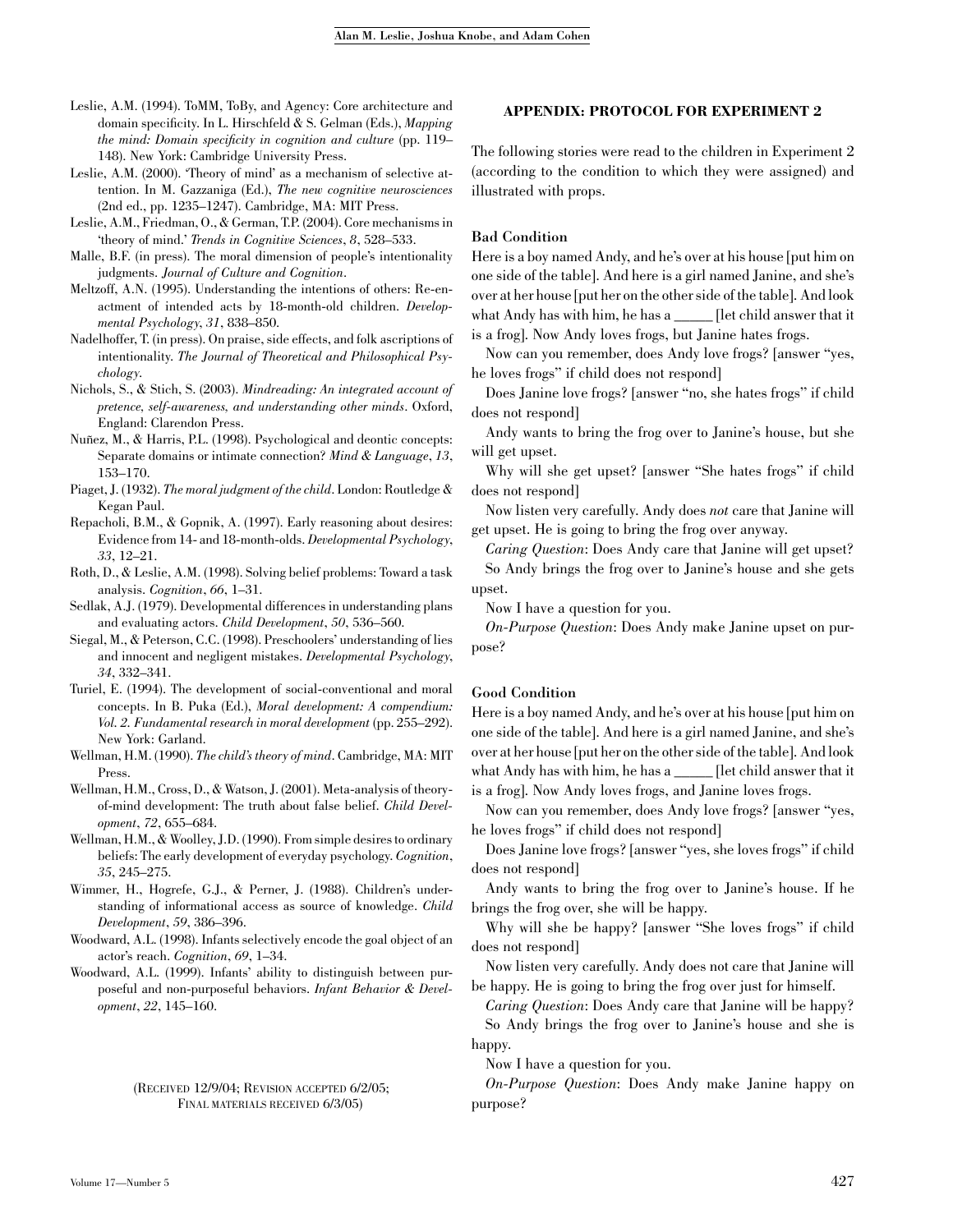Leslie, A.M. (1994). ToMM, ToBy, and Agency: Core architecture and domain specificity. In L. Hirschfeld & S. Gelman (Eds.), *Mapping the mind: Domain specificity in cognition and culture* (pp. 119–148). New York: Cambridge University Press.

Leslie, A.M. (2000). 'Theory of mind' as a mechanism of selective attention. In M. Gazzaniga (Ed.), *The new cognitive neurosciences* (2nd ed., pp. 1235–1247). Cambridge, MA: MIT Press.

Leslie, A.M., Friedman, O., & German, T.P. (2004). Core mechanisms in 'theory of mind.' *Trends in Cognitive Sciences*, *8*, 528–533.

Malle, B.F. (in press). The moral dimension of people's intentionality judgments. *Journal of Culture and Cognition*.

Meltzoff, A.N. (1995). Understanding the intentions of others: Re-enactment of intended acts by 18-month-old children. *Developmental Psychology*, *31*, 838–850.

Nadelhoffer, T. (in press). On praise, side effects, and folk ascriptions of intentionality. *The Journal of Theoretical and Philosophical Psychology*.

Nichols, S., & Stich, S. (2003). *Mindreading: An integrated account of pretence, self-awareness, and understanding other minds*. Oxford, England: Clarendon Press.

Nuñez, M., & Harris, P.L. (1998). Psychological and deontic concepts: Separate domains or intimate connection? *Mind & Language*, *13*, 153–170.

Piaget, J. (1932). *The moral judgment of the child*. London: Routledge & Kegan Paul.

Repacholi, B.M., & Gopnik, A. (1997). Early reasoning about desires: Evidence from 14- and 18-month-olds. *Developmental Psychology*, *33*, 12–21.

Roth, D., & Leslie, A.M. (1998). Solving belief problems: Toward a task analysis. *Cognition*, *66*, 1–31.

Sedlak, A.J. (1979). Developmental differences in understanding plans and evaluating actors. *Child Development*, *50*, 536–560.

Siegal, M., & Peterson, C.C. (1998). Preschoolers' understanding of lies and innocent and negligent mistakes. *Developmental Psychology*, *34*, 332–341.

Turiel, E. (1994). The development of social-conventional and moral concepts. In B. Puka (Ed.), *Moral development: A compendium: Vol. 2. Fundamental research in moral development* (pp. 255–292). New York: Garland.

Wellman, H.M. (1990). *The child's theory of mind*. Cambridge, MA: MIT Press.

Wellman, H.M., Cross, D., & Watson, J. (2001). Meta-analysis of theory-of-mind development: The truth about false belief. *Child Development*, *72*, 655–684.

Wellman, H.M., & Woolley, J.D. (1990). From simple desires to ordinary beliefs: The early development of everyday psychology. *Cognition*, *35*, 245–275.

Wimmer, H., Hogrefe, G.J., & Perner, J. (1988). Children's understanding of informational access as source of knowledge. *Child Development*, *59*, 386–396.

Woodward, A.L. (1998). Infants selectively encode the goal object of an actor's reach. *Cognition*, *69*, 1–34.

Woodward, A.L. (1999). Infants' ability to distinguish between purposeful and non-purposeful behaviors. *Infant Behavior & Development*, *22*, 145–160.

(Received 12/9/04; Revision accepted 6/2/05; Final materials received 6/3/05)

## APPENDIX: PROTOCOL FOR EXPERIMENT 2

The following stories were read to the children in Experiment 2 (according to the condition to which they were assigned) and illustrated with props.

### Bad Condition

Here is a boy named Andy, and he's over at his house [put him on one side of the table]. And here is a girl named Janine, and she's over at her house [put her on the other side of the table]. And look what Andy has with him, he has a _____ [let child answer that it is a frog]. Now Andy loves frogs, but Janine hates frogs.

Now can you remember, does Andy love frogs? [answer "yes, he loves frogs" if child does not respond]

Does Janine love frogs? [answer "no, she hates frogs" if child does not respond]

Andy wants to bring the frog over to Janine's house, but she will get upset.

Why will she get upset? [answer "She hates frogs" if child does not respond]

Now listen very carefully. Andy does *not* care that Janine will get upset. He is going to bring the frog over anyway.

*Caring Question*: Does Andy care that Janine will get upset?

So Andy brings the frog over to Janine's house and she gets upset.

Now I have a question for you.

*On-Purpose Question*: Does Andy make Janine upset on purpose?

### Good Condition

Here is a boy named Andy, and he's over at his house [put him on one side of the table]. And here is a girl named Janine, and she's over at her house [put her on the other side of the table]. And look what Andy has with him, he has a _____ [let child answer that it is a frog]. Now Andy loves frogs, and Janine loves frogs.

Now can you remember, does Andy love frogs? [answer "yes, he loves frogs" if child does not respond]

Does Janine love frogs? [answer "yes, she loves frogs" if child does not respond]

Andy wants to bring the frog over to Janine's house. If he brings the frog over, she will be happy.

Why will she be happy? [answer "She loves frogs" if child does not respond]

Now listen very carefully. Andy does not care that Janine will be happy. He is going to bring the frog over just for himself.

*Caring Question*: Does Andy care that Janine will be happy?

So Andy brings the frog over to Janine's house and she is happy.

Now I have a question for you.

*On-Purpose Question*: Does Andy make Janine happy on purpose?